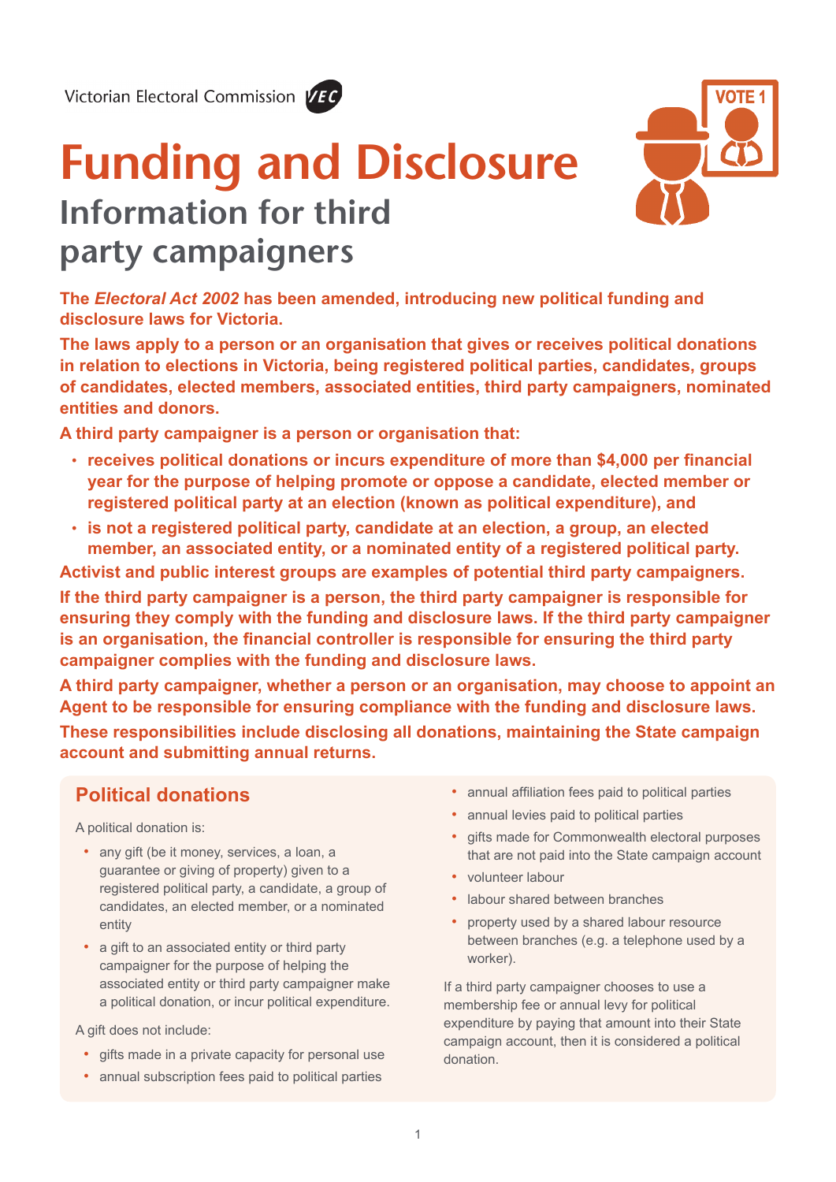Victorian Electoral Commission

# Funding and Disclosure

## Information for third party campaigners

**The *Electoral Act 2002* has been amended, introducing new political funding and disclosure laws for Victoria.**

**The laws apply to a person or an organisation that gives or receives political donations in relation to elections in Victoria, being registered political parties, candidates, groups of candidates, elected members, associated entities, third party campaigners, nominated entities and donors.**

**A third party campaigner is a person or organisation that:**

- **receives political donations or incurs expenditure of more than $4,000 per financial year for the purpose of helping promote or oppose a candidate, elected member or registered political party at an election (known as political expenditure), and**
- **is not a registered political party, candidate at an election, a group, an elected member, an associated entity, or a nominated entity of a registered political party.**

**Activist and public interest groups are examples of potential third party campaigners.**

**If the third party campaigner is a person, the third party campaigner is responsible for ensuring they comply with the funding and disclosure laws. If the third party campaigner is an organisation, the financial controller is responsible for ensuring the third party campaigner complies with the funding and disclosure laws.**

**A third party campaigner, whether a person or an organisation, may choose to appoint an Agent to be responsible for ensuring compliance with the funding and disclosure laws.**

**These responsibilities include disclosing all donations, maintaining the State campaign account and submitting annual returns.**

### Political donations

A political donation is:

- any gift (be it money, services, a loan, a guarantee or giving of property) given to a registered political party, a candidate, a group of candidates, an elected member, or a nominated entity
- a gift to an associated entity or third party campaigner for the purpose of helping the associated entity or third party campaigner make a political donation, or incur political expenditure.

A gift does not include:

- gifts made in a private capacity for personal use
- annual subscription fees paid to political parties
- annual affiliation fees paid to political parties
- annual levies paid to political parties
- gifts made for Commonwealth electoral purposes that are not paid into the State campaign account
- volunteer labour
- labour shared between branches
- property used by a shared labour resource between branches (e.g. a telephone used by a worker).

If a third party campaigner chooses to use a membership fee or annual levy for political expenditure by paying that amount into their State campaign account, then it is considered a political donation.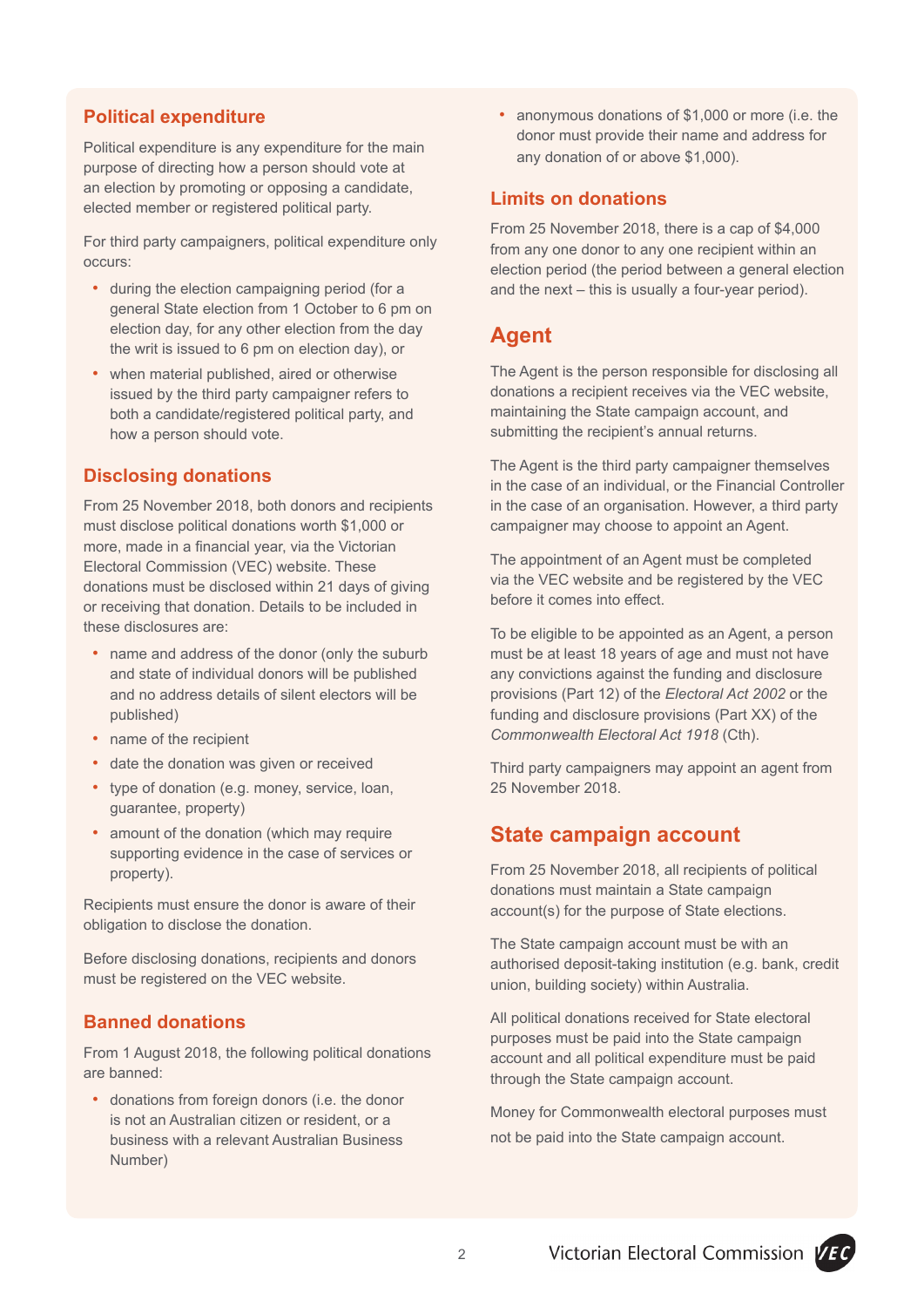## Political expenditure

Political expenditure is any expenditure for the main purpose of directing how a person should vote at an election by promoting or opposing a candidate, elected member or registered political party.

For third party campaigners, political expenditure only occurs:

- during the election campaigning period (for a general State election from 1 October to 6 pm on election day, for any other election from the day the writ is issued to 6 pm on election day), or
- when material published, aired or otherwise issued by the third party campaigner refers to both a candidate/registered political party, and how a person should vote.

## Disclosing donations

From 25 November 2018, both donors and recipients must disclose political donations worth $1,000 or more, made in a financial year, via the Victorian Electoral Commission (VEC) website. These donations must be disclosed within 21 days of giving or receiving that donation. Details to be included in these disclosures are:

- name and address of the donor (only the suburb and state of individual donors will be published and no address details of silent electors will be published)
- name of the recipient
- date the donation was given or received
- type of donation (e.g. money, service, loan, guarantee, property)
- amount of the donation (which may require supporting evidence in the case of services or property).

Recipients must ensure the donor is aware of their obligation to disclose the donation.

Before disclosing donations, recipients and donors must be registered on the VEC website.

## Banned donations

From 1 August 2018, the following political donations are banned:

- donations from foreign donors (i.e. the donor is not an Australian citizen or resident, or a business with a relevant Australian Business Number)
- anonymous donations of $1,000 or more (i.e. the donor must provide their name and address for any donation of or above $1,000).

## Limits on donations

From 25 November 2018, there is a cap of $4,000 from any one donor to any one recipient within an election period (the period between a general election and the next – this is usually a four-year period).

# Agent

The Agent is the person responsible for disclosing all donations a recipient receives via the VEC website, maintaining the State campaign account, and submitting the recipient's annual returns.

The Agent is the third party campaigner themselves in the case of an individual, or the Financial Controller in the case of an organisation. However, a third party campaigner may choose to appoint an Agent.

The appointment of an Agent must be completed via the VEC website and be registered by the VEC before it comes into effect.

To be eligible to be appointed as an Agent, a person must be at least 18 years of age and must not have any convictions against the funding and disclosure provisions (Part 12) of the *Electoral Act 2002* or the funding and disclosure provisions (Part XX) of the *Commonwealth Electoral Act 1918* (Cth).

Third party campaigners may appoint an agent from 25 November 2018.

# State campaign account

From 25 November 2018, all recipients of political donations must maintain a State campaign account(s) for the purpose of State elections.

The State campaign account must be with an authorised deposit-taking institution (e.g. bank, credit union, building society) within Australia.

All political donations received for State electoral purposes must be paid into the State campaign account and all political expenditure must be paid through the State campaign account.

Money for Commonwealth electoral purposes must not be paid into the State campaign account.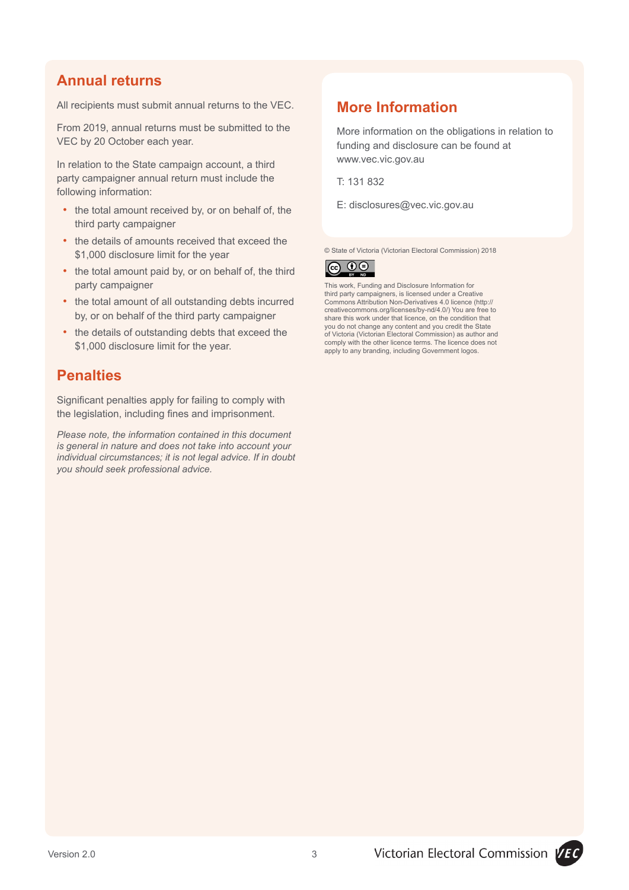## Annual returns

All recipients must submit annual returns to the VEC.

From 2019, annual returns must be submitted to the VEC by 20 October each year.

In relation to the State campaign account, a third party campaigner annual return must include the following information:

- the total amount received by, or on behalf of, the third party campaigner
- the details of amounts received that exceed the $1,000 disclosure limit for the year
- the total amount paid by, or on behalf of, the third party campaigner
- the total amount of all outstanding debts incurred by, or on behalf of the third party campaigner
- the details of outstanding debts that exceed the $1,000 disclosure limit for the year.

## Penalties

Significant penalties apply for failing to comply with the legislation, including fines and imprisonment.

*Please note, the information contained in this document is general in nature and does not take into account your individual circumstances; it is not legal advice. If in doubt you should seek professional advice.*

## More Information

More information on the obligations in relation to funding and disclosure can be found at www.vec.vic.gov.au

T: 131 832

E: disclosures@vec.vic.gov.au

© State of Victoria (Victorian Electoral Commission) 2018

This work, Funding and Disclosure Information for third party campaigners, is licensed under a Creative Commons Attribution Non-Derivatives 4.0 licence (http://creativecommons.org/licenses/by-nd/4.0/) You are free to share this work under that licence, on the condition that you do not change any content and you credit the State of Victoria (Victorian Electoral Commission) as author and comply with the other licence terms. The licence does not apply to any branding, including Government logos.

Version 2.0